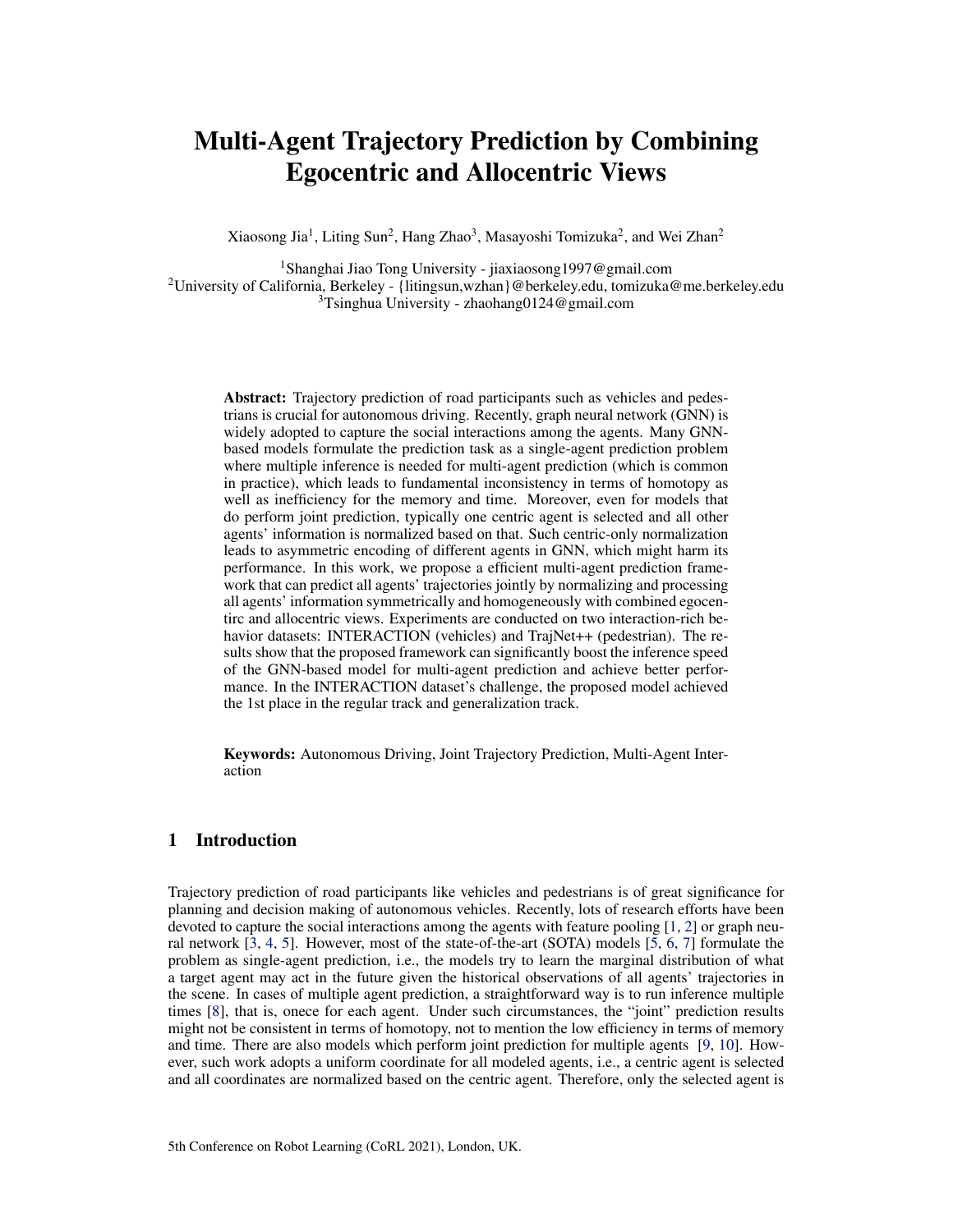# Multi-Agent Trajectory Prediction by Combining Egocentric and Allocentric Views

Xiaosong Jia[1], Liting Sun[2], Hang Zhao[3], Masayoshi Tomizuka[2], and Wei Zhan[2]

[1]Shanghai Jiao Tong University - jiaxiaosong1997@gmail.com
[2]University of California, Berkeley - {litingsun,wzhan}@berkeley.edu, tomizuka@me.berkeley.edu
[3]Tsinghua University - zhaohang0124@gmail.com

**Abstract:** Trajectory prediction of road participants such as vehicles and pedestrians is crucial for autonomous driving. Recently, graph neural network (GNN) is widely adopted to capture the social interactions among the agents. Many GNN-based models formulate the prediction task as a single-agent prediction problem where multiple inference is needed for multi-agent prediction (which is common in practice), which leads to fundamental inconsistency in terms of homotopy as well as inefficiency for the memory and time. Moreover, even for models that do perform joint prediction, typically one centric agent is selected and all other agents' information is normalized based on that. Such centric-only normalization leads to asymmetric encoding of different agents in GNN, which might harm its performance. In this work, we propose a efficient multi-agent prediction framework that can predict all agents' trajectories jointly by normalizing and processing all agents' information symmetrically and homogeneously with combined egocentirc and allocentric views. Experiments are conducted on two interaction-rich behavior datasets: INTERACTION (vehicles) and TrajNet++ (pedestrian). The results show that the proposed framework can significantly boost the inference speed of the GNN-based model for multi-agent prediction and achieve better performance. In the INTERACTION dataset's challenge, the proposed model achieved the 1st place in the regular track and generalization track.

**Keywords:** Autonomous Driving, Joint Trajectory Prediction, Multi-Agent Interaction

## 1 Introduction

Trajectory prediction of road participants like vehicles and pedestrians is of great significance for planning and decision making of autonomous vehicles. Recently, lots of research efforts have been devoted to capture the social interactions among the agents with feature pooling [1, 2] or graph neural network [3, 4, 5]. However, most of the state-of-the-art (SOTA) models [5, 6, 7] formulate the problem as single-agent prediction, i.e., the models try to learn the marginal distribution of what a target agent may act in the future given the historical observations of all agents' trajectories in the scene. In cases of multiple agent prediction, a straightforward way is to run inference multiple times [8], that is, onece for each agent. Under such circumstances, the "joint" prediction results might not be consistent in terms of homotopy, not to mention the low efficiency in terms of memory and time. There are also models which perform joint prediction for multiple agents [9, 10]. However, such work adopts a uniform coordinate for all modeled agents, i.e., a centric agent is selected and all coordinates are normalized based on the centric agent. Therefore, only the selected agent is

5th Conference on Robot Learning (CoRL 2021), London, UK.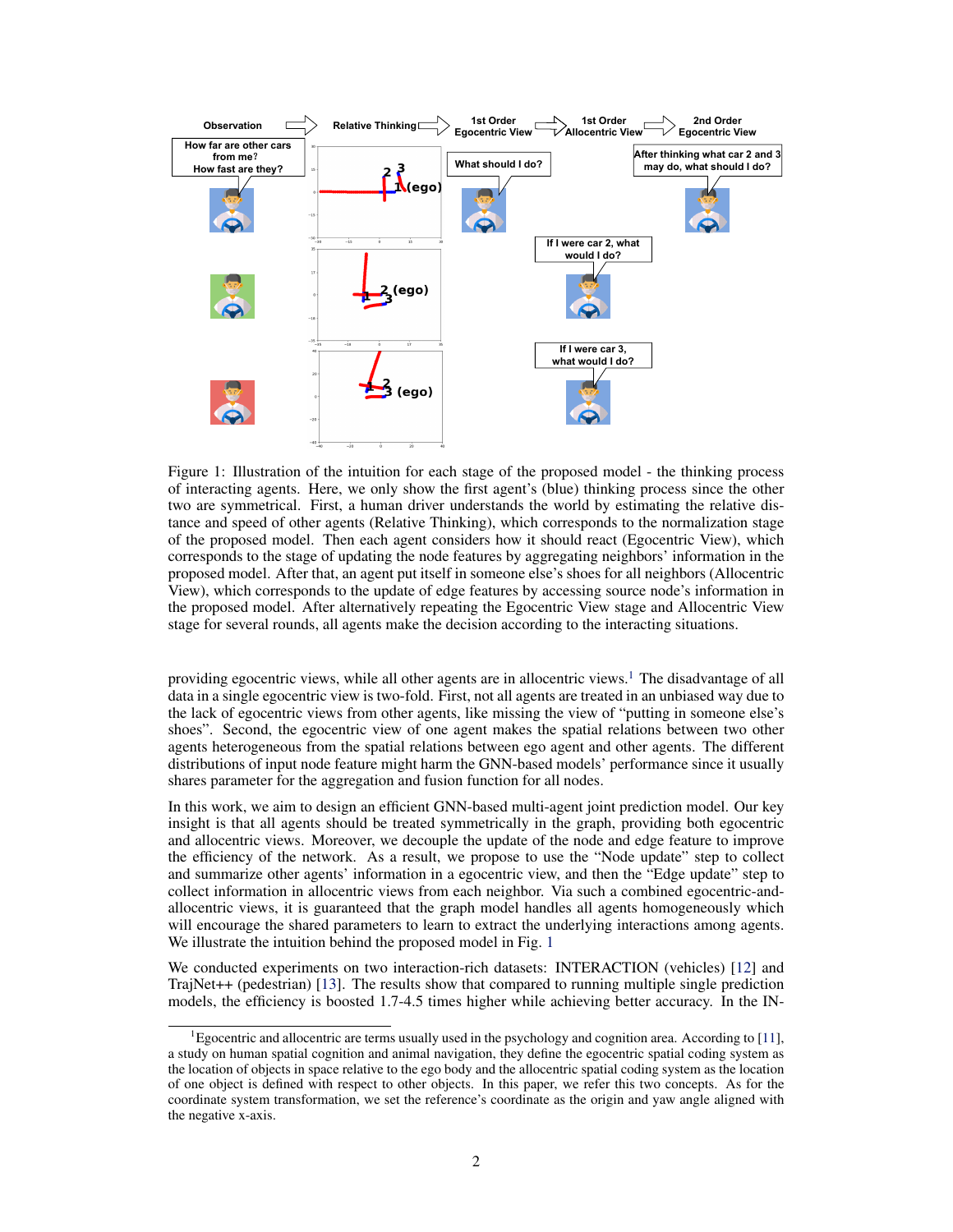Figure 1: Illustration of the intuition for each stage of the proposed model - the thinking process of interacting agents. Here, we only show the first agent's (blue) thinking process since the other two are symmetrical. First, a human driver understands the world by estimating the relative distance and speed of other agents (Relative Thinking), which corresponds to the normalization stage of the proposed model. Then each agent considers how it should react (Egocentric View), which corresponds to the stage of updating the node features by aggregating neighbors' information in the proposed model. After that, an agent put itself in someone else's shoes for all neighbors (Allocentric View), which corresponds to the update of edge features by accessing source node's information in the proposed model. After alternatively repeating the Egocentric View stage and Allocentric View stage for several rounds, all agents make the decision according to the interacting situations.

providing egocentric views, while all other agents are in allocentric views.[1] The disadvantage of all data in a single egocentric view is two-fold. First, not all agents are treated in an unbiased way due to the lack of egocentric views from other agents, like missing the view of "putting in someone else's shoes". Second, the egocentric view of one agent makes the spatial relations between two other agents heterogeneous from the spatial relations between ego agent and other agents. The different distributions of input node feature might harm the GNN-based models' performance since it usually shares parameter for the aggregation and fusion function for all nodes.

In this work, we aim to design an efficient GNN-based multi-agent joint prediction model. Our key insight is that all agents should be treated symmetrically in the graph, providing both egocentric and allocentric views. Moreover, we decouple the update of the node and edge feature to improve the efficiency of the network. As a result, we propose to use the "Node update" step to collect and summarize other agents' information in a egocentric view, and then the "Edge update" step to collect information in allocentric views from each neighbor. Via such a combined egocentric-and-allocentric views, it is guaranteed that the graph model handles all agents homogeneously which will encourage the shared parameters to learn to extract the underlying interactions among agents. We illustrate the intuition behind the proposed model in Fig. 1

We conducted experiments on two interaction-rich datasets: INTERACTION (vehicles) [12] and TrajNet++ (pedestrian) [13]. The results show that compared to running multiple single prediction models, the efficiency is boosted 1.7-4.5 times higher while achieving better accuracy. In the IN-

[1] Egocentric and allocentric are terms usually used in the psychology and cognition area. According to [11], a study on human spatial cognition and animal navigation, they define the egocentric spatial coding system as the location of objects in space relative to the ego body and the allocentric spatial coding system as the location of one object is defined with respect to other objects. In this paper, we refer this two concepts. As for the coordinate system transformation, we set the reference's coordinate as the origin and yaw angle aligned with the negative x-axis.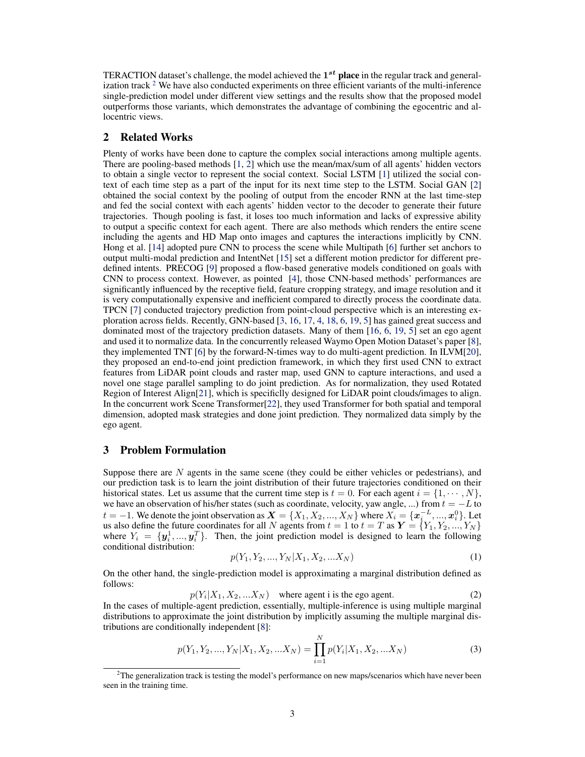TERACTION dataset's challenge, the model achieved the $1^{st}$ **place** in the regular track and generalization track [2] We have also conducted experiments on three efficient variants of the multi-inference single-prediction model under different view settings and the results show that the proposed model outperforms those variants, which demonstrates the advantage of combining the egocentric and allocentric views.

## 2 Related Works

Plenty of works have been done to capture the complex social interactions among multiple agents. There are pooling-based methods [1, 2] which use the mean/max/sum of all agents' hidden vectors to obtain a single vector to represent the social context. Social LSTM [1] utilized the social context of each time step as a part of the input for its next time step to the LSTM. Social GAN [2] obtained the social context by the pooling of output from the encoder RNN at the last time-step and fed the social context with each agents' hidden vector to the decoder to generate their future trajectories. Though pooling is fast, it loses too much information and lacks of expressive ability to output a specific context for each agent. There are also methods which renders the entire scene including the agents and HD Map onto images and captures the interactions implicitly by CNN. Hong et al. [14] adopted pure CNN to process the scene while Multipath [6] further set anchors to output multi-modal prediction and IntentNet [15] set a different motion predictor for different predefined intents. PRECOG [9] proposed a flow-based generative models conditioned on goals with CNN to process context. However, as pointed [4], those CNN-based methods' performances are significantly influenced by the receptive field, feature cropping strategy, and image resolution and it is very computationally expensive and inefficient compared to directly process the coordinate data. TPCN [7] conducted trajectory prediction from point-cloud perspective which is an interesting exploration across fields. Recently, GNN-based [3, 16, 17, 4, 18, 6, 19, 5] has gained great success and dominated most of the trajectory prediction datasets. Many of them [16, 6, 19, 5] set an ego agent and used it to normalize data. In the concurrently released Waymo Open Motion Dataset's paper [8], they implemented TNT [6] by the forward-N-times way to do multi-agent prediction. In ILVM[20], they proposed an end-to-end joint prediction framework, in which they first used CNN to extract features from LiDAR point clouds and raster map, used GNN to capture interactions, and used a novel one stage parallel sampling to do joint prediction. As for normalization, they used Rotated Region of Interest Align[21], which is specificlly designed for LiDAR point clouds/images to align. In the concurrent work Scene Transformer[22], they used Transformer for both spatial and temporal dimension, adopted mask strategies and done joint prediction. They normalized data simply by the ego agent.

## 3 Problem Formulation

Suppose there are $N$ agents in the same scene (they could be either vehicles or pedestrians), and our prediction task is to learn the joint distribution of their future trajectories conditioned on their historical states. Let us assume that the current time step is $t = 0$. For each agent $i = \{1, \cdots, N\}$, we have an observation of his/her states (such as coordinate, velocity, yaw angle, ...) from $t = -L$ to $t = -1$. We denote the joint observation as $\boldsymbol{X} = \{X_1, X_2, ..., X_N\}$ where $X_i = \{\boldsymbol{x}_i^{-L}, ..., \boldsymbol{x}_i^{0}\}$. Let us also define the future coordinates for all $N$ agents from $t = 1$ to $t = T$ as $\boldsymbol{Y} = \{Y_1, Y_2, ..., Y_N\}$ where $Y_i = \{\boldsymbol{y}_i^1, ..., \boldsymbol{y}_i^T\}$. Then, the joint prediction model is designed to learn the following conditional distribution:

$$p(Y_1, Y_2, ..., Y_N | X_1, X_2, ...X_N) \tag{1}$$

On the other hand, the single-prediction model is approximating a marginal distribution defined as follows:

$$p(Y_i | X_1, X_2, ...X_N) \quad \text{where agent i is the ego agent.} \tag{2}$$

In the cases of multiple-agent prediction, essentially, multiple-inference is using multiple marginal distributions to approximate the joint distribution by implicitly assuming the multiple marginal distributions are conditionally independent [8]:

$$p(Y_1, Y_2, ..., Y_N | X_1, X_2, ...X_N) = \prod_{i=1}^{N} p(Y_i | X_1, X_2, ...X_N) \tag{3}$$

[2] The generalization track is testing the model's performance on new maps/scenarios which have never been seen in the training time.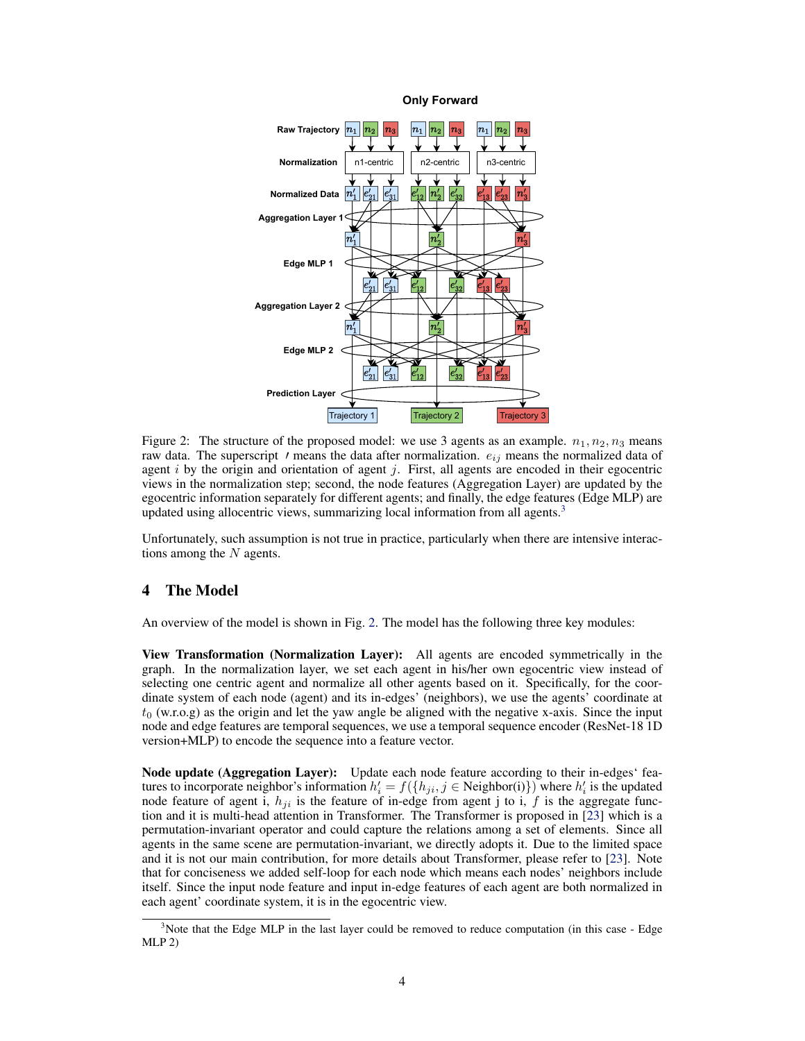Figure 2: The structure of the proposed model: we use 3 agents as an example. $n_1, n_2, n_3$ means raw data. The superscript $'$ means the data after normalization. $e_{ij}$ means the normalized data of agent $i$ by the origin and orientation of agent $j$. First, all agents are encoded in their egocentric views in the normalization step; second, the node features (Aggregation Layer) are updated by the egocentric information separately for different agents; and finally, the edge features (Edge MLP) are updated using allocentric views, summarizing local information from all agents.[3]

Unfortunately, such assumption is not true in practice, particularly when there are intensive interactions among the $N$ agents.

## 4 The Model

An overview of the model is shown in Fig. 2. The model has the following three key modules:

**View Transformation (Normalization Layer):** All agents are encoded symmetrically in the graph. In the normalization layer, we set each agent in his/her own egocentric view instead of selecting one centric agent and normalize all other agents based on it. Specifically, for the coordinate system of each node (agent) and its in-edges' (neighbors), we use the agents' coordinate at $t_0$ (w.r.o.g) as the origin and let the yaw angle be aligned with the negative x-axis. Since the input node and edge features are temporal sequences, we use a temporal sequence encoder (ResNet-18 1D version+MLP) to encode the sequence into a feature vector.

**Node update (Aggregation Layer):** Update each node feature according to their in-edges' features to incorporate neighbor's information $h'_i = f(\{h_{ji}, j \in \text{Neighbor(i)}\})$ where $h'_i$ is the updated node feature of agent i, $h_{ji}$ is the feature of in-edge from agent j to i, $f$ is the aggregate function and it is multi-head attention in Transformer. The Transformer is proposed in [23] which is a permutation-invariant operator and could capture the relations among a set of elements. Since all agents in the same scene are permutation-invariant, we directly adopts it. Due to the limited space and it is not our main contribution, for more details about Transformer, please refer to [23]. Note that for conciseness we added self-loop for each node which means each nodes' neighbors include itself. Since the input node feature and input in-edge features of each agent are both normalized in each agent' coordinate system, it is in the egocentric view.

[3] Note that the Edge MLP in the last layer could be removed to reduce computation (in this case - Edge MLP 2)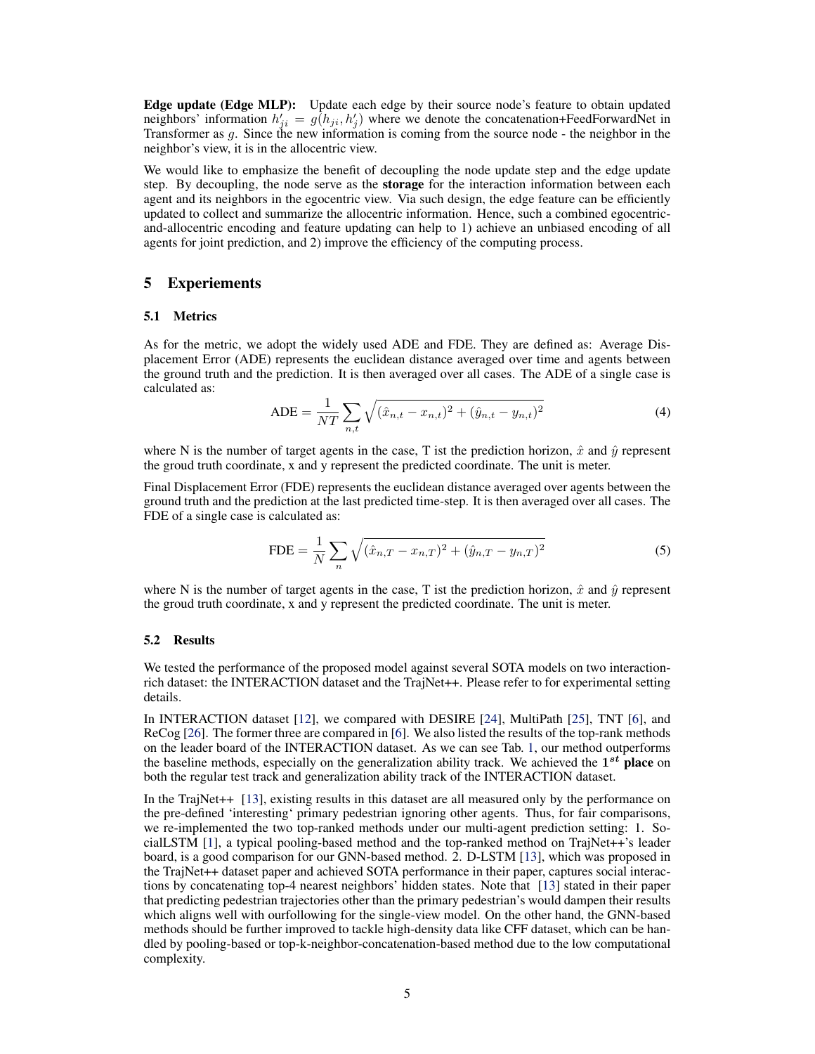**Edge update (Edge MLP):** Update each edge by their source node's feature to obtain updated neighbors' information $h'_{ji} = g(h_{ji}, h'_j)$ where we denote the concatenation+FeedForwardNet in Transformer as $g$. Since the new information is coming from the source node - the neighbor in the neighbor's view, it is in the allocentric view.

We would like to emphasize the benefit of decoupling the node update step and the edge update step. By decoupling, the node serve as the **storage** for the interaction information between each agent and its neighbors in the egocentric view. Via such design, the edge feature can be efficiently updated to collect and summarize the allocentric information. Hence, such a combined egocentric-and-allocentric encoding and feature updating can help to 1) achieve an unbiased encoding of all agents for joint prediction, and 2) improve the efficiency of the computing process.

## 5 Experiements

### 5.1 Metrics

As for the metric, we adopt the widely used ADE and FDE. They are defined as: Average Displacement Error (ADE) represents the euclidean distance averaged over time and agents between the ground truth and the prediction. It is then averaged over all cases. The ADE of a single case is calculated as:

$$\text{ADE} = \frac{1}{NT} \sum_{n,t} \sqrt{(\hat{x}_{n,t} - x_{n,t})^2 + (\hat{y}_{n,t} - y_{n,t})^2} \tag{4}$$

where N is the number of target agents in the case, T ist the prediction horizon, $\hat{x}$ and $\hat{y}$ represent the groud truth coordinate, x and y represent the predicted coordinate. The unit is meter.

Final Displacement Error (FDE) represents the euclidean distance averaged over agents between the ground truth and the prediction at the last predicted time-step. It is then averaged over all cases. The FDE of a single case is calculated as:

$$\text{FDE} = \frac{1}{N} \sum_{n} \sqrt{(\hat{x}_{n,T} - x_{n,T})^2 + (\hat{y}_{n,T} - y_{n,T})^2} \tag{5}$$

where N is the number of target agents in the case, T ist the prediction horizon, $\hat{x}$ and $\hat{y}$ represent the groud truth coordinate, x and y represent the predicted coordinate. The unit is meter.

### 5.2 Results

We tested the performance of the proposed model against several SOTA models on two interaction-rich dataset: the INTERACTION dataset and the TrajNet++. Please refer to for experimental setting details.

In INTERACTION dataset [12], we compared with DESIRE [24], MultiPath [25], TNT [6], and ReCog [26]. The former three are compared in [6]. We also listed the results of the top-rank methods on the leader board of the INTERACTION dataset. As we can see Tab. 1, our method outperforms the baseline methods, especially on the generalization ability track. We achieved the **$1^{st}$ place** on both the regular test track and generalization ability track of the INTERACTION dataset.

In the TrajNet++ [13], existing results in this dataset are all measured only by the performance on the pre-defined 'interesting' primary pedestrian ignoring other agents. Thus, for fair comparisons, we re-implemented the two top-ranked methods under our multi-agent prediction setting: 1. SocialLSTM [1], a typical pooling-based method and the top-ranked method on TrajNet++'s leader board, is a good comparison for our GNN-based method. 2. D-LSTM [13], which was proposed in the TrajNet++ dataset paper and achieved SOTA performance in their paper, captures social interactions by concatenating top-4 nearest neighbors' hidden states. Note that [13] stated in their paper that predicting pedestrian trajectories other than the primary pedestrian's would dampen their results which aligns well with ourfollowing for the single-view model. On the other hand, the GNN-based methods should be further improved to tackle high-density data like CFF dataset, which can be handled by pooling-based or top-k-neighbor-concatenation-based method due to the low computational complexity.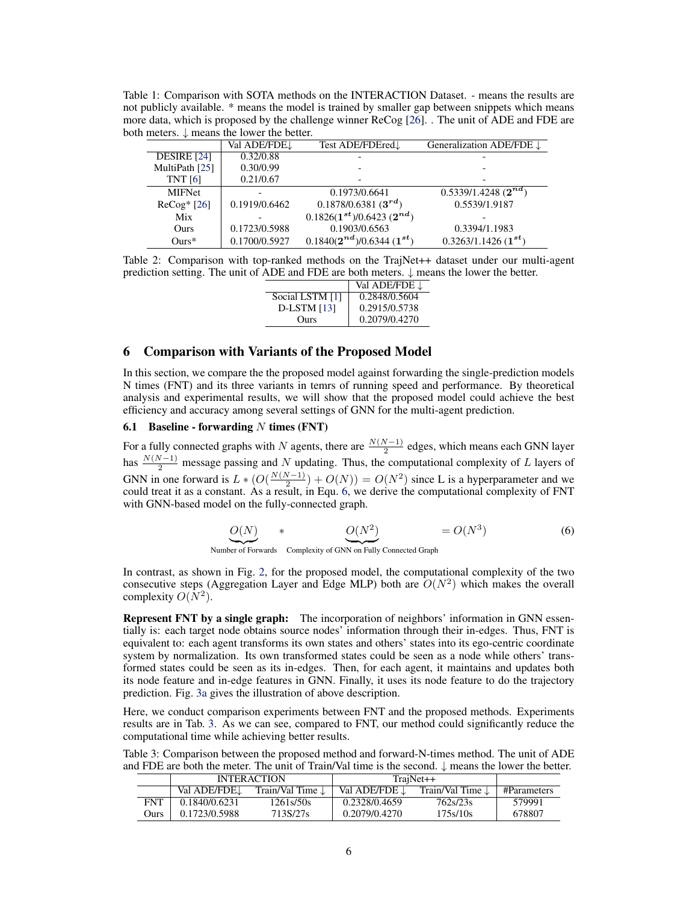Table 1: Comparison with SOTA methods on the INTERACTION Dataset. - means the results are not publicly available. * means the model is trained by smaller gap between snippets which means more data, which is proposed by the challenge winner ReCog [26]. . The unit of ADE and FDE are both meters. ↓ means the lower the better.

| | Val ADE/FDE↓ | Test ADE/FDEred↓ | Generalization ADE/FDE ↓ |
|---|---|---|---|
| DESIRE [24] | 0.32/0.88 | - | - |
| MultiPath [25] | 0.30/0.99 | - | - |
| TNT [6] | 0.21/0.67 | - | - |
| MIFNet | - | 0.1973/0.6641 | 0.5339/1.4248 ($\mathbf{2^{nd}}$) |
| ReCog* [26] | 0.1919/0.6462 | 0.1878/0.6381 ($\mathbf{3^{rd}}$) | 0.5539/1.9187 |
| Mix | - | 0.1826($\mathbf{1^{st}}$)/0.6423 ($\mathbf{2^{nd}}$) | - |
| Ours | 0.1723/0.5988 | 0.1903/0.6563 | 0.3394/1.1983 |
| Ours* | 0.1700/0.5927 | 0.1840($\mathbf{2^{nd}}$)/0.6344 ($\mathbf{1^{st}}$) | 0.3263/1.1426 ($\mathbf{1^{st}}$) |

Table 2: Comparison with top-ranked methods on the TrajNet++ dataset under our multi-agent prediction setting. The unit of ADE and FDE are both meters. ↓ means the lower the better.

| | Val ADE/FDE ↓ |
|---|---|
| Social LSTM [1] | 0.2848/0.5604 |
| D-LSTM [13] | 0.2915/0.5738 |
| Ours | 0.2079/0.4270 |

## 6 Comparison with Variants of the Proposed Model

In this section, we compare the the proposed model against forwarding the single-prediction models N times (FNT) and its three variants in temrs of running speed and performance. By theoretical analysis and experimental results, we will show that the proposed model could achieve the best efficiency and accuracy among several settings of GNN for the multi-agent prediction.

### 6.1 Baseline - forwarding $N$ times (FNT)

For a fully connected graphs with $N$ agents, there are $\frac{N(N-1)}{2}$ edges, which means each GNN layer has $\frac{N(N-1)}{2}$ message passing and $N$ updating. Thus, the computational complexity of $L$ layers of GNN in one forward is $L * (O(\frac{N(N-1)}{2}) + O(N)) = O(N^2)$ since L is a hyperparameter and we could treat it as a constant. As a result, in Equ. 6, we derive the computational complexity of FNT with GNN-based model on the fully-connected graph.

$$\underbrace{O(N)}_{\text{Number of Forwards}} \quad * \quad \underbrace{O(N^2)}_{\text{Complexity of GNN on Fully Connected Graph}} = O(N^3) \tag{6}$$

In contrast, as shown in Fig. 2, for the proposed model, the computational complexity of the two consecutive steps (Aggregation Layer and Edge MLP) both are $O(N^2)$ which makes the overall complexity $O(N^2)$.

**Represent FNT by a single graph:** The incorporation of neighbors' information in GNN essentially is: each target node obtains source nodes' information through their in-edges. Thus, FNT is equivalent to: each agent transforms its own states and others' states into its ego-centric coordinate system by normalization. Its own transformed states could be seen as a node while others' transformed states could be seen as its in-edges. Then, for each agent, it maintains and updates both its node feature and in-edge features in GNN. Finally, it uses its node feature to do the trajectory prediction. Fig. 3a gives the illustration of above description.

Here, we conduct comparison experiments between FNT and the proposed methods. Experiments results are in Tab. 3. As we can see, compared to FNT, our method could significantly reduce the computational time while achieving better results.

Table 3: Comparison between the proposed method and forward-N-times method. The unit of ADE and FDE are both the meter. The unit of Train/Val time is the second. ↓ means the lower the better.

| | INTERACTION | | TrajNet++ | | |
|---|---|---|---|---|---|
| | Val ADE/FDE↓ | Train/Val Time ↓ | Val ADE/FDE ↓ | Train/Val Time ↓ | #Parameters |
| FNT | 0.1840/0.6231 | 1261s/50s | 0.2328/0.4659 | 762s/23s | 579991 |
| Ours | 0.1723/0.5988 | 713S/27s | 0.2079/0.4270 | 175s/10s | 678807 |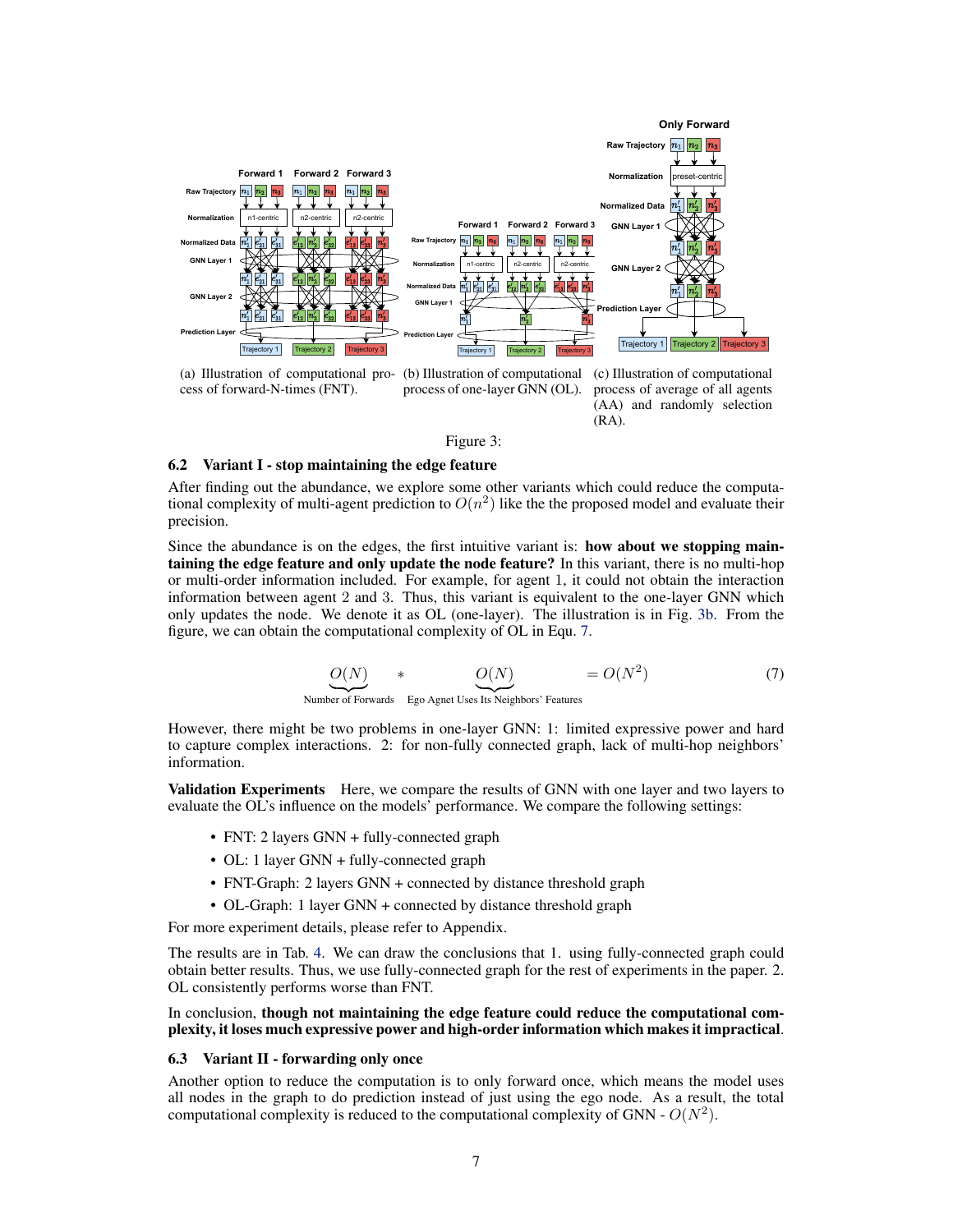(a) Illustration of computational process of forward-N-times (FNT).

(b) Illustration of computational process of one-layer GNN (OL).

(c) Illustration of computational process of average of all agents (AA) and randomly selection (RA).

Figure 3:

## 6.2 Variant I - stop maintaining the edge feature

After finding out the abundance, we explore some other variants which could reduce the computational complexity of multi-agent prediction to $O(n^2)$ like the the proposed model and evaluate their precision.

Since the abundance is on the edges, the first intuitive variant is: **how about we stopping maintaining the edge feature and only update the node feature?** In this variant, there is no multi-hop or multi-order information included. For example, for agent 1, it could not obtain the interaction information between agent 2 and 3. Thus, this variant is equivalent to the one-layer GNN which only updates the node. We denote it as OL (one-layer). The illustration is in Fig. 3b. From the figure, we can obtain the computational complexity of OL in Equ. 7.

$$\underbrace{O(N)}_{\text{Number of Forwards}} \quad * \quad \underbrace{O(N)}_{\text{Ego Agnet Uses Its Neighbors' Features}} \quad = O(N^2) \tag{7}$$

However, there might be two problems in one-layer GNN: 1: limited expressive power and hard to capture complex interactions. 2: for non-fully connected graph, lack of multi-hop neighbors' information.

**Validation Experiments** Here, we compare the results of GNN with one layer and two layers to evaluate the OL's influence on the models' performance. We compare the following settings:

- FNT: 2 layers GNN + fully-connected graph
- OL: 1 layer GNN + fully-connected graph
- FNT-Graph: 2 layers GNN + connected by distance threshold graph
- OL-Graph: 1 layer GNN + connected by distance threshold graph

For more experiment details, please refer to Appendix.

The results are in Tab. 4. We can draw the conclusions that 1. using fully-connected graph could obtain better results. Thus, we use fully-connected graph for the rest of experiments in the paper. 2. OL consistently performs worse than FNT.

In conclusion, **though not maintaining the edge feature could reduce the computational complexity, it loses much expressive power and high-order information which makes it impractical**.

## 6.3 Variant II - forwarding only once

Another option to reduce the computation is to only forward once, which means the model uses all nodes in the graph to do prediction instead of just using the ego node. As a result, the total computational complexity is reduced to the computational complexity of GNN - $O(N^2)$.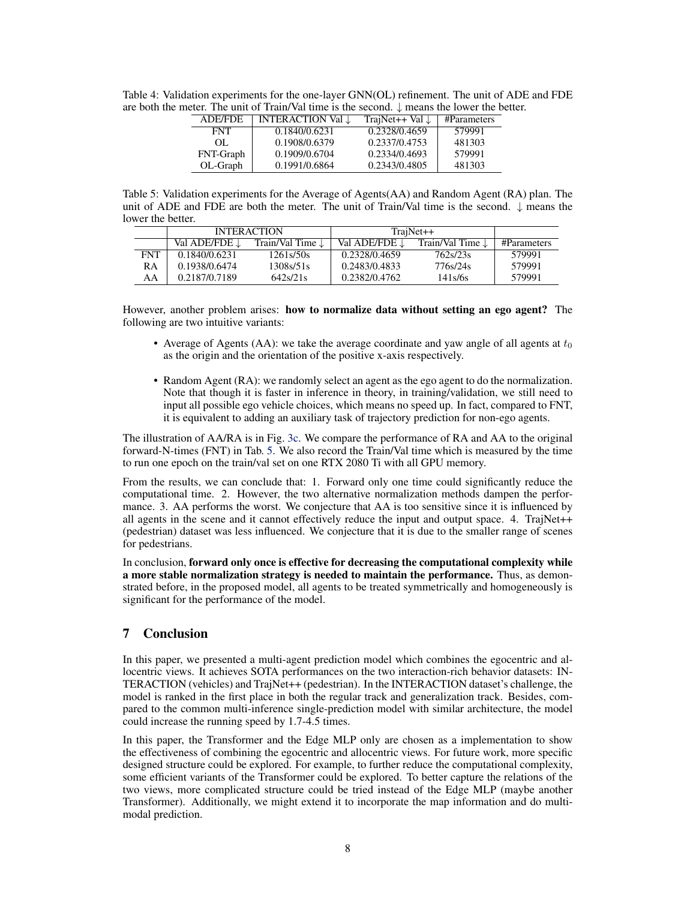Table 4: Validation experiments for the one-layer GNN(OL) refinement. The unit of ADE and FDE are both the meter. The unit of Train/Val time is the second. ↓ means the lower the better.

| ADE/FDE | INTERACTION Val ↓ | TrajNet++ Val ↓ | #Parameters |
|---|---|---|---|
| FNT | 0.1840/0.6231 | 0.2328/0.4659 | 579991 |
| OL | 0.1908/0.6379 | 0.2337/0.4753 | 481303 |
| FNT-Graph | 0.1909/0.6704 | 0.2334/0.4693 | 579991 |
| OL-Graph | 0.1991/0.6864 | 0.2343/0.4805 | 481303 |

Table 5: Validation experiments for the Average of Agents(AA) and Random Agent (RA) plan. The unit of ADE and FDE are both the meter. The unit of Train/Val time is the second. ↓ means the lower the better.

| | INTERACTION | | TrajNet++ | | |
|---|---|---|---|---|---|
| | Val ADE/FDE ↓ | Train/Val Time ↓ | Val ADE/FDE ↓ | Train/Val Time ↓ | #Parameters |
| FNT | 0.1840/0.6231 | 1261s/50s | 0.2328/0.4659 | 762s/23s | 579991 |
| RA | 0.1938/0.6474 | 1308s/51s | 0.2483/0.4833 | 776s/24s | 579991 |
| AA | 0.2187/0.7189 | 642s/21s | 0.2382/0.4762 | 141s/6s | 579991 |

However, another problem arises: **how to normalize data without setting an ego agent?** The following are two intuitive variants:

- Average of Agents (AA): we take the average coordinate and yaw angle of all agents at $t_0$ as the origin and the orientation of the positive x-axis respectively.
- Random Agent (RA): we randomly select an agent as the ego agent to do the normalization. Note that though it is faster in inference in theory, in training/validation, we still need to input all possible ego vehicle choices, which means no speed up. In fact, compared to FNT, it is equivalent to adding an auxiliary task of trajectory prediction for non-ego agents.

The illustration of AA/RA is in Fig. 3c. We compare the performance of RA and AA to the original forward-N-times (FNT) in Tab. 5. We also record the Train/Val time which is measured by the time to run one epoch on the train/val set on one RTX 2080 Ti with all GPU memory.

From the results, we can conclude that: 1. Forward only one time could significantly reduce the computational time. 2. However, the two alternative normalization methods dampen the performance. 3. AA performs the worst. We conjecture that AA is too sensitive since it is influenced by all agents in the scene and it cannot effectively reduce the input and output space. 4. TrajNet++ (pedestrian) dataset was less influenced. We conjecture that it is due to the smaller range of scenes for pedestrians.

In conclusion, **forward only once is effective for decreasing the computational complexity while a more stable normalization strategy is needed to maintain the performance.** Thus, as demonstrated before, in the proposed model, all agents to be treated symmetrically and homogeneously is significant for the performance of the model.

## 7 Conclusion

In this paper, we presented a multi-agent prediction model which combines the egocentric and allocentric views. It achieves SOTA performances on the two interaction-rich behavior datasets: INTERACTION (vehicles) and TrajNet++ (pedestrian). In the INTERACTION dataset's challenge, the model is ranked in the first place in both the regular track and generalization track. Besides, compared to the common multi-inference single-prediction model with similar architecture, the model could increase the running speed by 1.7-4.5 times.

In this paper, the Transformer and the Edge MLP only are chosen as a implementation to show the effectiveness of combining the egocentric and allocentric views. For future work, more specific designed structure could be explored. For example, to further reduce the computational complexity, some efficient variants of the Transformer could be explored. To better capture the relations of the two views, more complicated structure could be tried instead of the Edge MLP (maybe another Transformer). Additionally, we might extend it to incorporate the map information and do multi-modal prediction.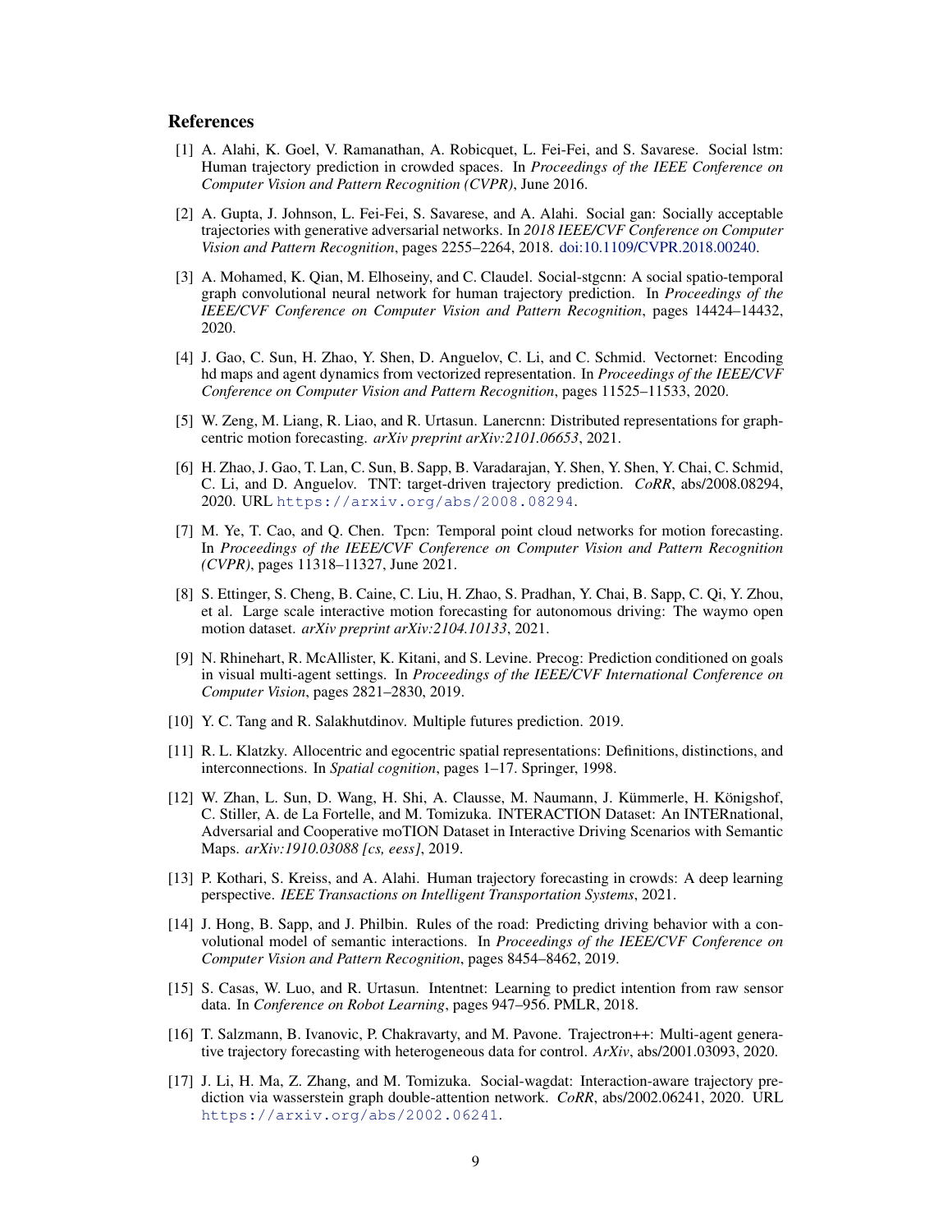## References

[1] A. Alahi, K. Goel, V. Ramanathan, A. Robicquet, L. Fei-Fei, and S. Savarese. Social lstm: Human trajectory prediction in crowded spaces. In *Proceedings of the IEEE Conference on Computer Vision and Pattern Recognition (CVPR)*, June 2016.

[2] A. Gupta, J. Johnson, L. Fei-Fei, S. Savarese, and A. Alahi. Social gan: Socially acceptable trajectories with generative adversarial networks. In *2018 IEEE/CVF Conference on Computer Vision and Pattern Recognition*, pages 2255–2264, 2018. doi:10.1109/CVPR.2018.00240.

[3] A. Mohamed, K. Qian, M. Elhoseiny, and C. Claudel. Social-stgcnn: A social spatio-temporal graph convolutional neural network for human trajectory prediction. In *Proceedings of the IEEE/CVF Conference on Computer Vision and Pattern Recognition*, pages 14424–14432, 2020.

[4] J. Gao, C. Sun, H. Zhao, Y. Shen, D. Anguelov, C. Li, and C. Schmid. Vectornet: Encoding hd maps and agent dynamics from vectorized representation. In *Proceedings of the IEEE/CVF Conference on Computer Vision and Pattern Recognition*, pages 11525–11533, 2020.

[5] W. Zeng, M. Liang, R. Liao, and R. Urtasun. Lanercnn: Distributed representations for graph-centric motion forecasting. *arXiv preprint arXiv:2101.06653*, 2021.

[6] H. Zhao, J. Gao, T. Lan, C. Sun, B. Sapp, B. Varadarajan, Y. Shen, Y. Shen, Y. Chai, C. Schmid, C. Li, and D. Anguelov. TNT: target-driven trajectory prediction. *CoRR*, abs/2008.08294, 2020. URL https://arxiv.org/abs/2008.08294.

[7] M. Ye, T. Cao, and Q. Chen. Tpcn: Temporal point cloud networks for motion forecasting. In *Proceedings of the IEEE/CVF Conference on Computer Vision and Pattern Recognition (CVPR)*, pages 11318–11327, June 2021.

[8] S. Ettinger, S. Cheng, B. Caine, C. Liu, H. Zhao, S. Pradhan, Y. Chai, B. Sapp, C. Qi, Y. Zhou, et al. Large scale interactive motion forecasting for autonomous driving: The waymo open motion dataset. *arXiv preprint arXiv:2104.10133*, 2021.

[9] N. Rhinehart, R. McAllister, K. Kitani, and S. Levine. Precog: Prediction conditioned on goals in visual multi-agent settings. In *Proceedings of the IEEE/CVF International Conference on Computer Vision*, pages 2821–2830, 2019.

[10] Y. C. Tang and R. Salakhutdinov. Multiple futures prediction. 2019.

[11] R. L. Klatzky. Allocentric and egocentric spatial representations: Definitions, distinctions, and interconnections. In *Spatial cognition*, pages 1–17. Springer, 1998.

[12] W. Zhan, L. Sun, D. Wang, H. Shi, A. Clausse, M. Naumann, J. Kümmerle, H. Königshof, C. Stiller, A. de La Fortelle, and M. Tomizuka. INTERACTION Dataset: An INTERnational, Adversarial and Cooperative moTION Dataset in Interactive Driving Scenarios with Semantic Maps. *arXiv:1910.03088 [cs, eess]*, 2019.

[13] P. Kothari, S. Kreiss, and A. Alahi. Human trajectory forecasting in crowds: A deep learning perspective. *IEEE Transactions on Intelligent Transportation Systems*, 2021.

[14] J. Hong, B. Sapp, and J. Philbin. Rules of the road: Predicting driving behavior with a convolutional model of semantic interactions. In *Proceedings of the IEEE/CVF Conference on Computer Vision and Pattern Recognition*, pages 8454–8462, 2019.

[15] S. Casas, W. Luo, and R. Urtasun. Intentnet: Learning to predict intention from raw sensor data. In *Conference on Robot Learning*, pages 947–956. PMLR, 2018.

[16] T. Salzmann, B. Ivanovic, P. Chakravarty, and M. Pavone. Trajectron++: Multi-agent generative trajectory forecasting with heterogeneous data for control. *ArXiv*, abs/2001.03093, 2020.

[17] J. Li, H. Ma, Z. Zhang, and M. Tomizuka. Social-wagdat: Interaction-aware trajectory prediction via wasserstein graph double-attention network. *CoRR*, abs/2002.06241, 2020. URL https://arxiv.org/abs/2002.06241.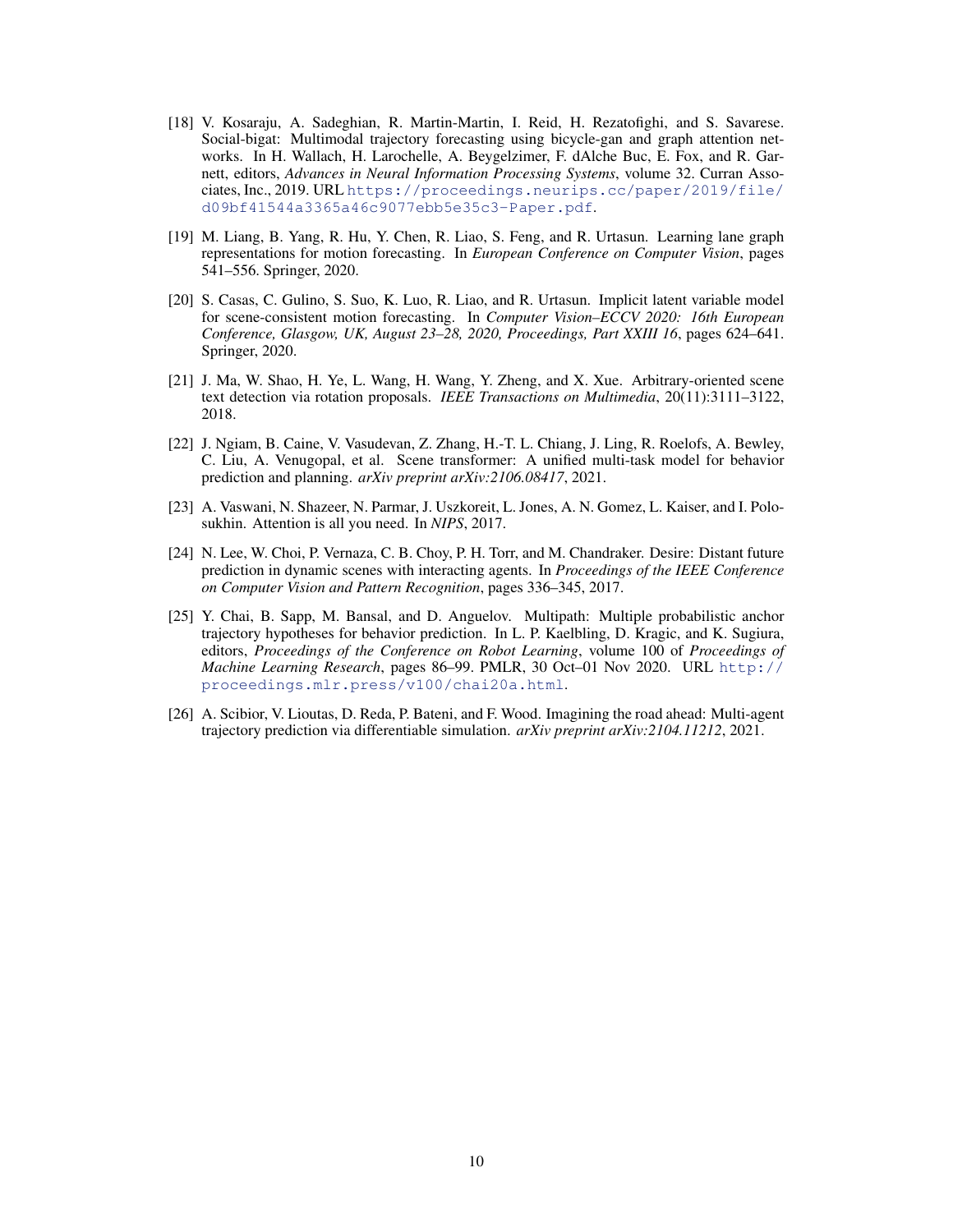[18] V. Kosaraju, A. Sadeghian, R. Martin-Martin, I. Reid, H. Rezatofighi, and S. Savarese. Social-bigat: Multimodal trajectory forecasting using bicycle-gan and graph attention networks. In H. Wallach, H. Larochelle, A. Beygelzimer, F. dAlche Buc, E. Fox, and R. Garnett, editors, *Advances in Neural Information Processing Systems*, volume 32. Curran Associates, Inc., 2019. URL https://proceedings.neurips.cc/paper/2019/file/d09bf41544a3365a46c9077ebb5e35c3-Paper.pdf.

[19] M. Liang, B. Yang, R. Hu, Y. Chen, R. Liao, S. Feng, and R. Urtasun. Learning lane graph representations for motion forecasting. In *European Conference on Computer Vision*, pages 541–556. Springer, 2020.

[20] S. Casas, C. Gulino, S. Suo, K. Luo, R. Liao, and R. Urtasun. Implicit latent variable model for scene-consistent motion forecasting. In *Computer Vision–ECCV 2020: 16th European Conference, Glasgow, UK, August 23–28, 2020, Proceedings, Part XXIII 16*, pages 624–641. Springer, 2020.

[21] J. Ma, W. Shao, H. Ye, L. Wang, H. Wang, Y. Zheng, and X. Xue. Arbitrary-oriented scene text detection via rotation proposals. *IEEE Transactions on Multimedia*, 20(11):3111–3122, 2018.

[22] J. Ngiam, B. Caine, V. Vasudevan, Z. Zhang, H.-T. L. Chiang, J. Ling, R. Roelofs, A. Bewley, C. Liu, A. Venugopal, et al. Scene transformer: A unified multi-task model for behavior prediction and planning. *arXiv preprint arXiv:2106.08417*, 2021.

[23] A. Vaswani, N. Shazeer, N. Parmar, J. Uszkoreit, L. Jones, A. N. Gomez, L. Kaiser, and I. Polosukhin. Attention is all you need. In *NIPS*, 2017.

[24] N. Lee, W. Choi, P. Vernaza, C. B. Choy, P. H. Torr, and M. Chandraker. Desire: Distant future prediction in dynamic scenes with interacting agents. In *Proceedings of the IEEE Conference on Computer Vision and Pattern Recognition*, pages 336–345, 2017.

[25] Y. Chai, B. Sapp, M. Bansal, and D. Anguelov. Multipath: Multiple probabilistic anchor trajectory hypotheses for behavior prediction. In L. P. Kaelbling, D. Kragic, and K. Sugiura, editors, *Proceedings of the Conference on Robot Learning*, volume 100 of *Proceedings of Machine Learning Research*, pages 86–99. PMLR, 30 Oct–01 Nov 2020. URL http://proceedings.mlr.press/v100/chai20a.html.

[26] A. Scibior, V. Lioutas, D. Reda, P. Bateni, and F. Wood. Imagining the road ahead: Multi-agent trajectory prediction via differentiable simulation. *arXiv preprint arXiv:2104.11212*, 2021.